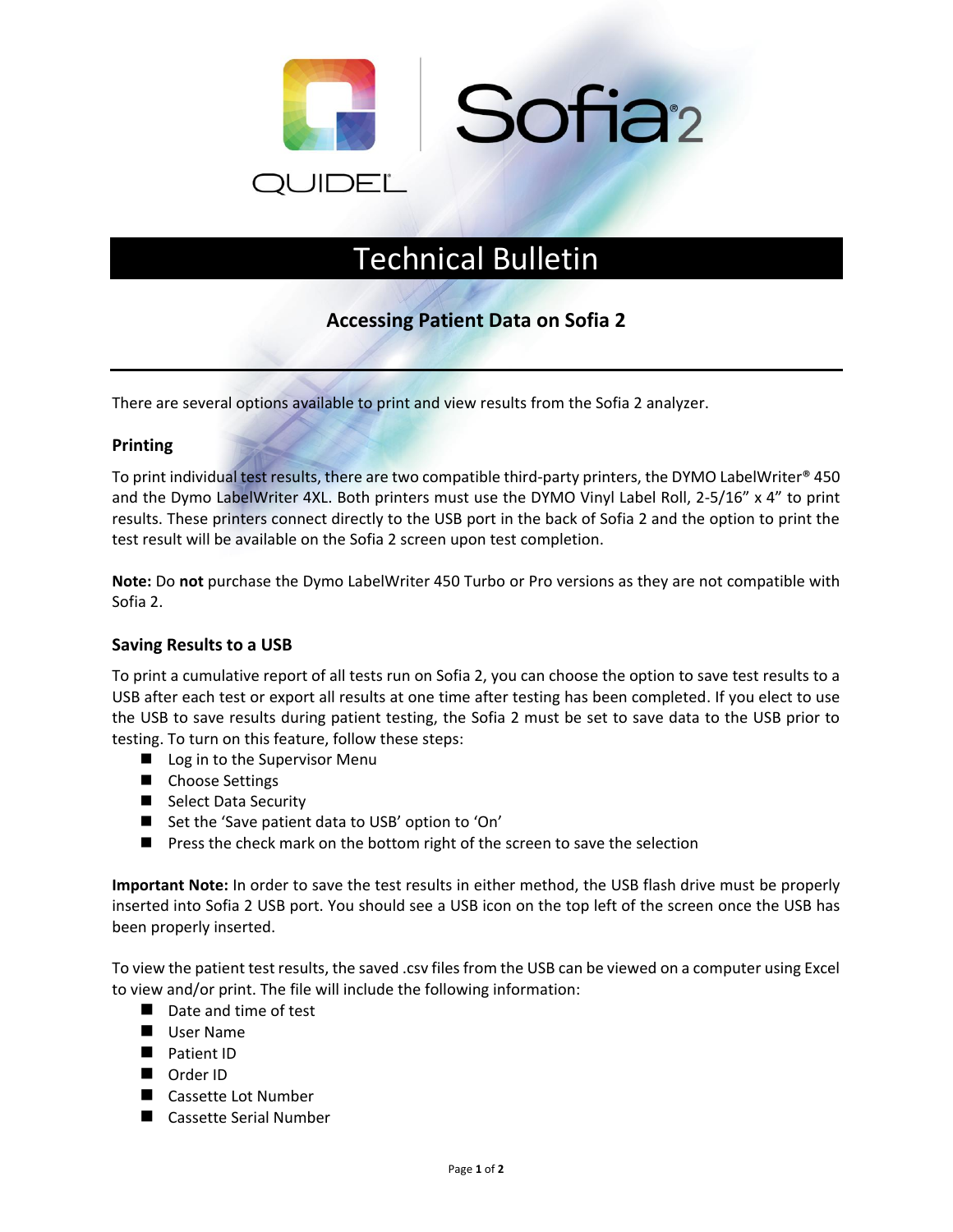# Technical Bulletin

## Accessing Patient Data on Sofia 2

There are several options available to print and view results from the Sofia 2 analyzer.

### Printing

To print individual test results, there are two compatible third-party printers, the DYMO LabelWriter® 450 and the Dymo LabelWriter 4XL. Both printers must use the DYMO Vinyl Label Roll, 2-5/16" x 4" to print results. These printers connect directly to the USB port in the back of Sofia 2 and the option to print the test result will be available on the Sofia 2 screen upon test completion.

**Note:** Do **not** purchase the Dymo LabelWriter 450 Turbo or Pro versions as they are not compatible with Sofia 2.

### Saving Results to a USB

To print a cumulative report of all tests run on Sofia 2, you can choose the option to save test results to a USB after each test or export all results at one time after testing has been completed. If you elect to use the USB to save results during patient testing, the Sofia 2 must be set to save data to the USB prior to testing. To turn on this feature, follow these steps:

- Log in to the Supervisor Menu
- Choose Settings
- Select Data Security
- Set the 'Save patient data to USB' option to 'On'
- Press the check mark on the bottom right of the screen to save the selection

**Important Note:** In order to save the test results in either method, the USB flash drive must be properly inserted into Sofia 2 USB port. You should see a USB icon on the top left of the screen once the USB has been properly inserted.

To view the patient test results, the saved .csv files from the USB can be viewed on a computer using Excel to view and/or print. The file will include the following information:

- Date and time of test
- User Name
- Patient ID
- Order ID
- Cassette Lot Number
- Cassette Serial Number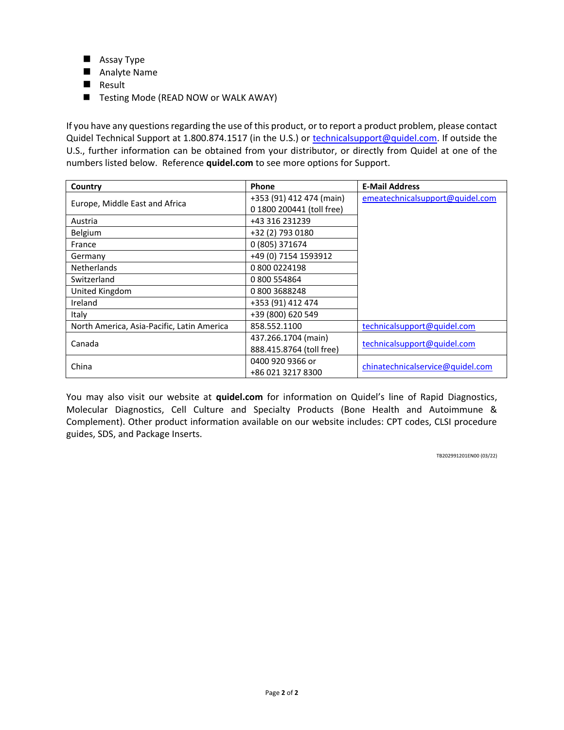- Assay Type
- Analyte Name
- Result
- Testing Mode (READ NOW or WALK AWAY)

If you have any questions regarding the use of this product, or to report a product problem, please contact Quidel Technical Support at 1.800.874.1517 (in the U.S.) or technicalsupport@quidel.com. If outside the U.S., further information can be obtained from your distributor, or directly from Quidel at one of the numbers listed below. Reference **quidel.com** to see more options for Support.

| Country | Phone | E-Mail Address |
|---|---|---|
| Europe, Middle East and Africa | +353 (91) 412 474 (main)<br>0 1800 200441 (toll free) | emeatechnicalsupport@quidel.com |
| Austria | +43 316 231239 | |
| Belgium | +32 (2) 793 0180 | |
| France | 0 (805) 371674 | |
| Germany | +49 (0) 7154 1593912 | |
| Netherlands | 0 800 0224198 | |
| Switzerland | 0 800 554864 | |
| United Kingdom | 0 800 3688248 | |
| Ireland | +353 (91) 412 474 | |
| Italy | +39 (800) 620 549 | |
| North America, Asia-Pacific, Latin America | 858.552.1100 | technicalsupport@quidel.com |
| Canada | 437.266.1704 (main)<br>888.415.8764 (toll free) | technicalsupport@quidel.com |
| China | 0400 920 9366 or<br>+86 021 3217 8300 | chinatechnicalservice@quidel.com |

You may also visit our website at **quidel.com** for information on Quidel's line of Rapid Diagnostics, Molecular Diagnostics, Cell Culture and Specialty Products (Bone Health and Autoimmune & Complement). Other product information available on our website includes: CPT codes, CLSI procedure guides, SDS, and Package Inserts.

TB202991201EN00 (03/22)